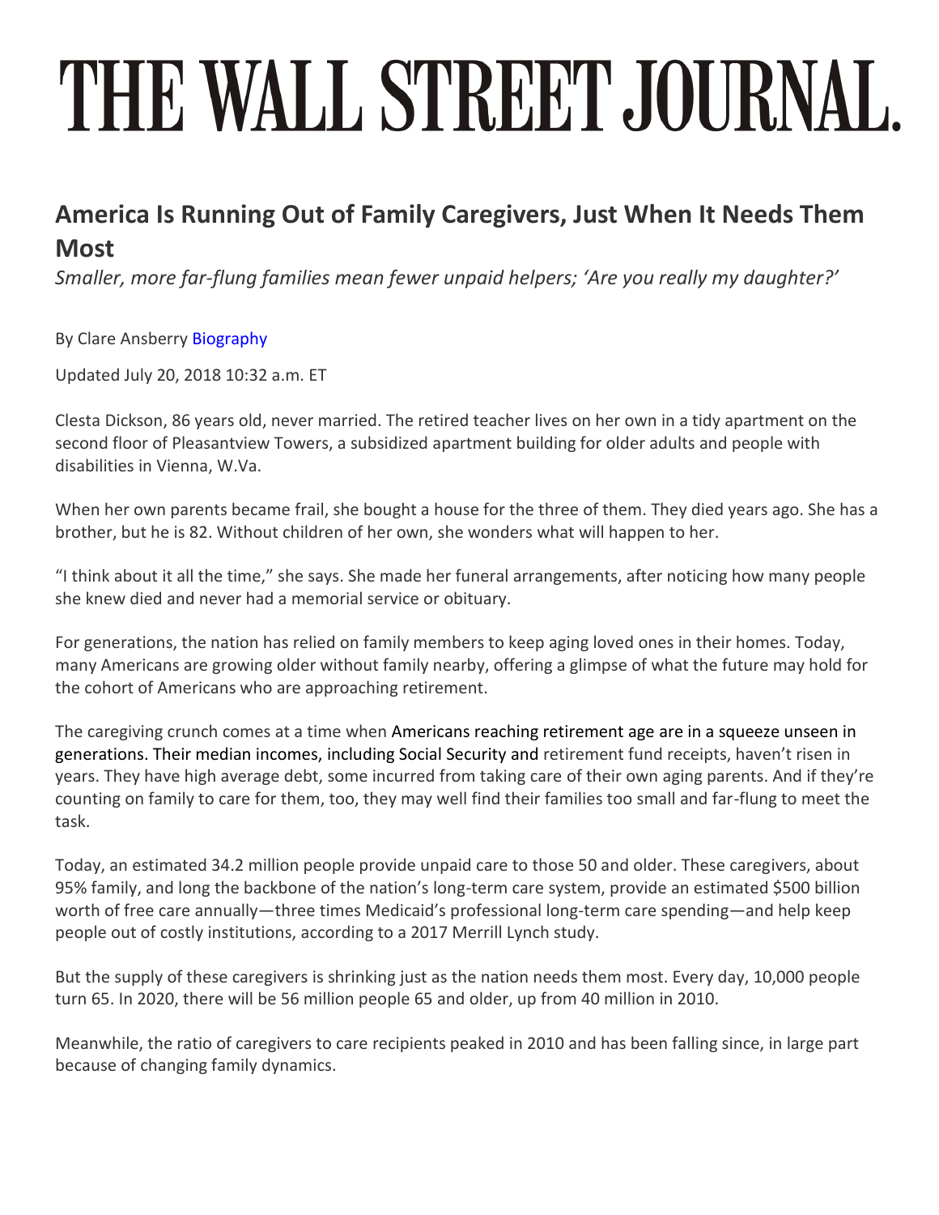# THE WALL STREET JOURNAL.

## America Is Running Out of Family Caregivers, Just When It Needs Them Most

*Smaller, more far-flung families mean fewer unpaid helpers; 'Are you really my daughter?'*

By Clare Ansberry Biography

Updated July 20, 2018 10:32 a.m. ET

Clesta Dickson, 86 years old, never married. The retired teacher lives on her own in a tidy apartment on the second floor of Pleasantview Towers, a subsidized apartment building for older adults and people with disabilities in Vienna, W.Va.

When her own parents became frail, she bought a house for the three of them. They died years ago. She has a brother, but he is 82. Without children of her own, she wonders what will happen to her.

"I think about it all the time," she says. She made her funeral arrangements, after noticing how many people she knew died and never had a memorial service or obituary.

For generations, the nation has relied on family members to keep aging loved ones in their homes. Today, many Americans are growing older without family nearby, offering a glimpse of what the future may hold for the cohort of Americans who are approaching retirement.

The caregiving crunch comes at a time when Americans reaching retirement age are in a squeeze unseen in generations. Their median incomes, including Social Security and retirement fund receipts, haven't risen in years. They have high average debt, some incurred from taking care of their own aging parents. And if they're counting on family to care for them, too, they may well find their families too small and far-flung to meet the task.

Today, an estimated 34.2 million people provide unpaid care to those 50 and older. These caregivers, about 95% family, and long the backbone of the nation's long-term care system, provide an estimated $500 billion worth of free care annually—three times Medicaid's professional long-term care spending—and help keep people out of costly institutions, according to a 2017 Merrill Lynch study.

But the supply of these caregivers is shrinking just as the nation needs them most. Every day, 10,000 people turn 65. In 2020, there will be 56 million people 65 and older, up from 40 million in 2010.

Meanwhile, the ratio of caregivers to care recipients peaked in 2010 and has been falling since, in large part because of changing family dynamics.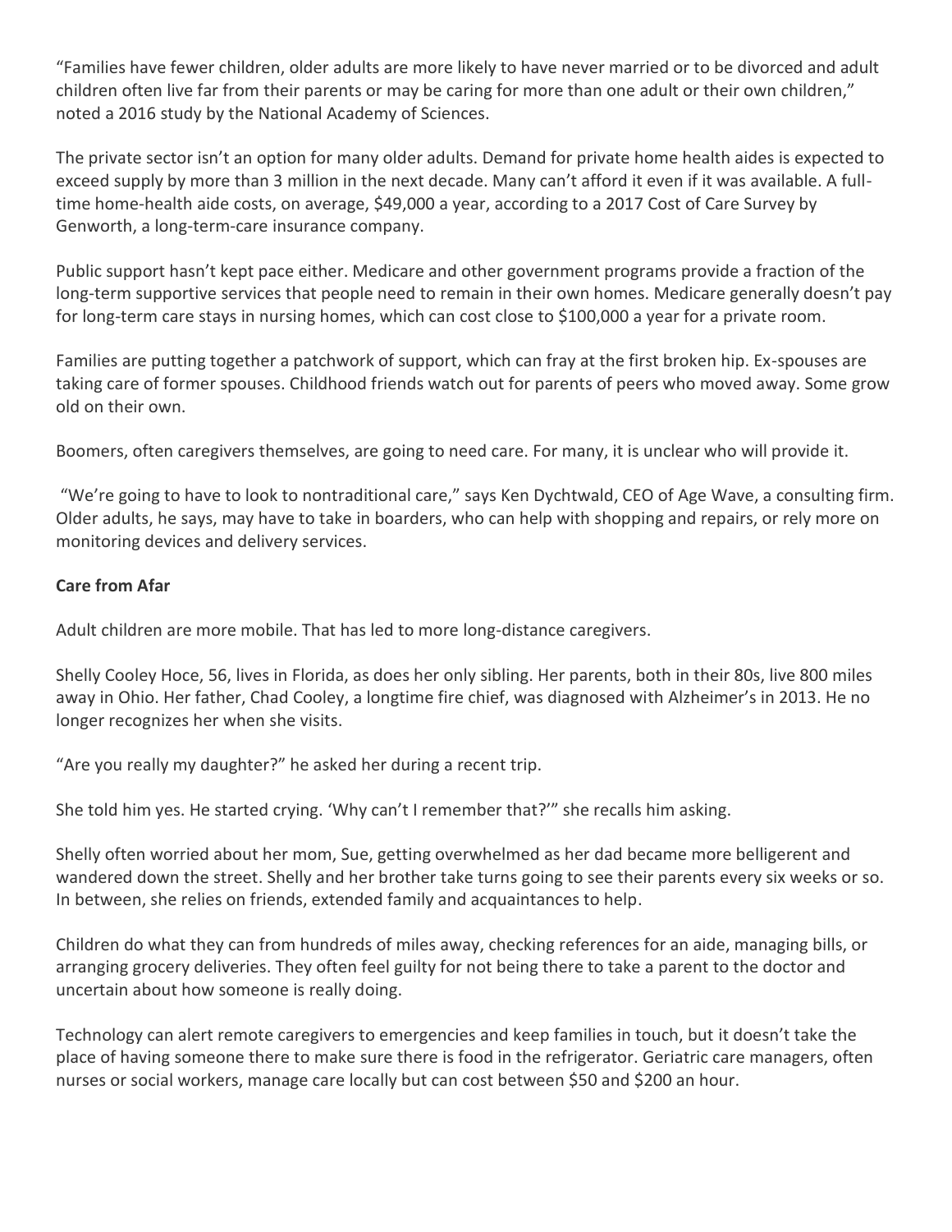"Families have fewer children, older adults are more likely to have never married or to be divorced and adult children often live far from their parents or may be caring for more than one adult or their own children," noted a 2016 study by the National Academy of Sciences.

The private sector isn't an option for many older adults. Demand for private home health aides is expected to exceed supply by more than 3 million in the next decade. Many can't afford it even if it was available. A full-time home-health aide costs, on average, $49,000 a year, according to a 2017 Cost of Care Survey by Genworth, a long-term-care insurance company.

Public support hasn't kept pace either. Medicare and other government programs provide a fraction of the long-term supportive services that people need to remain in their own homes. Medicare generally doesn't pay for long-term care stays in nursing homes, which can cost close to $100,000 a year for a private room.

Families are putting together a patchwork of support, which can fray at the first broken hip. Ex-spouses are taking care of former spouses. Childhood friends watch out for parents of peers who moved away. Some grow old on their own.

Boomers, often caregivers themselves, are going to need care. For many, it is unclear who will provide it.

"We're going to have to look to nontraditional care," says Ken Dychtwald, CEO of Age Wave, a consulting firm. Older adults, he says, may have to take in boarders, who can help with shopping and repairs, or rely more on monitoring devices and delivery services.

**Care from Afar**

Adult children are more mobile. That has led to more long-distance caregivers.

Shelly Cooley Hoce, 56, lives in Florida, as does her only sibling. Her parents, both in their 80s, live 800 miles away in Ohio. Her father, Chad Cooley, a longtime fire chief, was diagnosed with Alzheimer's in 2013. He no longer recognizes her when she visits.

"Are you really my daughter?" he asked her during a recent trip.

She told him yes. He started crying. 'Why can't I remember that?'" she recalls him asking.

Shelly often worried about her mom, Sue, getting overwhelmed as her dad became more belligerent and wandered down the street. Shelly and her brother take turns going to see their parents every six weeks or so. In between, she relies on friends, extended family and acquaintances to help.

Children do what they can from hundreds of miles away, checking references for an aide, managing bills, or arranging grocery deliveries. They often feel guilty for not being there to take a parent to the doctor and uncertain about how someone is really doing.

Technology can alert remote caregivers to emergencies and keep families in touch, but it doesn't take the place of having someone there to make sure there is food in the refrigerator. Geriatric care managers, often nurses or social workers, manage care locally but can cost between $50 and $200 an hour.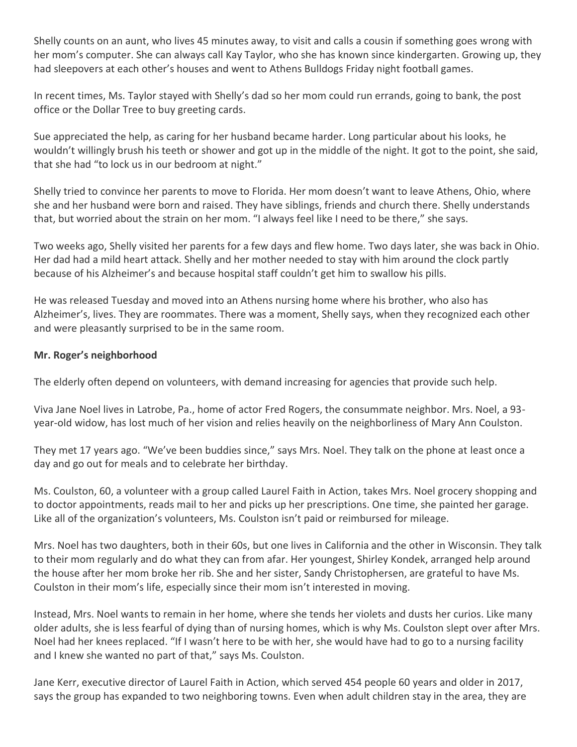Shelly counts on an aunt, who lives 45 minutes away, to visit and calls a cousin if something goes wrong with her mom's computer. She can always call Kay Taylor, who she has known since kindergarten. Growing up, they had sleepovers at each other's houses and went to Athens Bulldogs Friday night football games.

In recent times, Ms. Taylor stayed with Shelly's dad so her mom could run errands, going to bank, the post office or the Dollar Tree to buy greeting cards.

Sue appreciated the help, as caring for her husband became harder. Long particular about his looks, he wouldn't willingly brush his teeth or shower and got up in the middle of the night. It got to the point, she said, that she had "to lock us in our bedroom at night."

Shelly tried to convince her parents to move to Florida. Her mom doesn't want to leave Athens, Ohio, where she and her husband were born and raised. They have siblings, friends and church there. Shelly understands that, but worried about the strain on her mom. "I always feel like I need to be there," she says.

Two weeks ago, Shelly visited her parents for a few days and flew home. Two days later, she was back in Ohio. Her dad had a mild heart attack. Shelly and her mother needed to stay with him around the clock partly because of his Alzheimer's and because hospital staff couldn't get him to swallow his pills.

He was released Tuesday and moved into an Athens nursing home where his brother, who also has Alzheimer's, lives. They are roommates. There was a moment, Shelly says, when they recognized each other and were pleasantly surprised to be in the same room.

**Mr. Roger's neighborhood**

The elderly often depend on volunteers, with demand increasing for agencies that provide such help.

Viva Jane Noel lives in Latrobe, Pa., home of actor Fred Rogers, the consummate neighbor. Mrs. Noel, a 93-year-old widow, has lost much of her vision and relies heavily on the neighborliness of Mary Ann Coulston.

They met 17 years ago. "We've been buddies since," says Mrs. Noel. They talk on the phone at least once a day and go out for meals and to celebrate her birthday.

Ms. Coulston, 60, a volunteer with a group called Laurel Faith in Action, takes Mrs. Noel grocery shopping and to doctor appointments, reads mail to her and picks up her prescriptions. One time, she painted her garage. Like all of the organization's volunteers, Ms. Coulston isn't paid or reimbursed for mileage.

Mrs. Noel has two daughters, both in their 60s, but one lives in California and the other in Wisconsin. They talk to their mom regularly and do what they can from afar. Her youngest, Shirley Kondek, arranged help around the house after her mom broke her rib. She and her sister, Sandy Christophersen, are grateful to have Ms. Coulston in their mom's life, especially since their mom isn't interested in moving.

Instead, Mrs. Noel wants to remain in her home, where she tends her violets and dusts her curios. Like many older adults, she is less fearful of dying than of nursing homes, which is why Ms. Coulston slept over after Mrs. Noel had her knees replaced. "If I wasn't here to be with her, she would have had to go to a nursing facility and I knew she wanted no part of that," says Ms. Coulston.

Jane Kerr, executive director of Laurel Faith in Action, which served 454 people 60 years and older in 2017, says the group has expanded to two neighboring towns. Even when adult children stay in the area, they are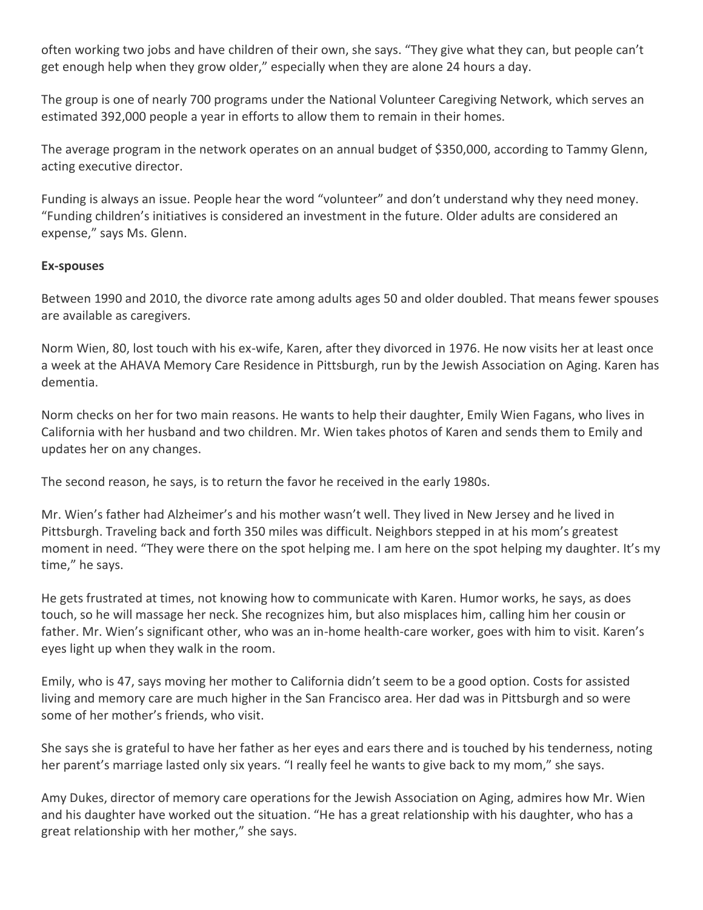often working two jobs and have children of their own, she says. "They give what they can, but people can't get enough help when they grow older," especially when they are alone 24 hours a day.

The group is one of nearly 700 programs under the National Volunteer Caregiving Network, which serves an estimated 392,000 people a year in efforts to allow them to remain in their homes.

The average program in the network operates on an annual budget of $350,000, according to Tammy Glenn, acting executive director.

Funding is always an issue. People hear the word "volunteer" and don't understand why they need money. "Funding children's initiatives is considered an investment in the future. Older adults are considered an expense," says Ms. Glenn.

**Ex-spouses**

Between 1990 and 2010, the divorce rate among adults ages 50 and older doubled. That means fewer spouses are available as caregivers.

Norm Wien, 80, lost touch with his ex-wife, Karen, after they divorced in 1976. He now visits her at least once a week at the AHAVA Memory Care Residence in Pittsburgh, run by the Jewish Association on Aging. Karen has dementia.

Norm checks on her for two main reasons. He wants to help their daughter, Emily Wien Fagans, who lives in California with her husband and two children. Mr. Wien takes photos of Karen and sends them to Emily and updates her on any changes.

The second reason, he says, is to return the favor he received in the early 1980s.

Mr. Wien's father had Alzheimer's and his mother wasn't well. They lived in New Jersey and he lived in Pittsburgh. Traveling back and forth 350 miles was difficult. Neighbors stepped in at his mom's greatest moment in need. "They were there on the spot helping me. I am here on the spot helping my daughter. It's my time," he says.

He gets frustrated at times, not knowing how to communicate with Karen. Humor works, he says, as does touch, so he will massage her neck. She recognizes him, but also misplaces him, calling him her cousin or father. Mr. Wien's significant other, who was an in-home health-care worker, goes with him to visit. Karen's eyes light up when they walk in the room.

Emily, who is 47, says moving her mother to California didn't seem to be a good option. Costs for assisted living and memory care are much higher in the San Francisco area. Her dad was in Pittsburgh and so were some of her mother's friends, who visit.

She says she is grateful to have her father as her eyes and ears there and is touched by his tenderness, noting her parent's marriage lasted only six years. "I really feel he wants to give back to my mom," she says.

Amy Dukes, director of memory care operations for the Jewish Association on Aging, admires how Mr. Wien and his daughter have worked out the situation. "He has a great relationship with his daughter, who has a great relationship with her mother," she says.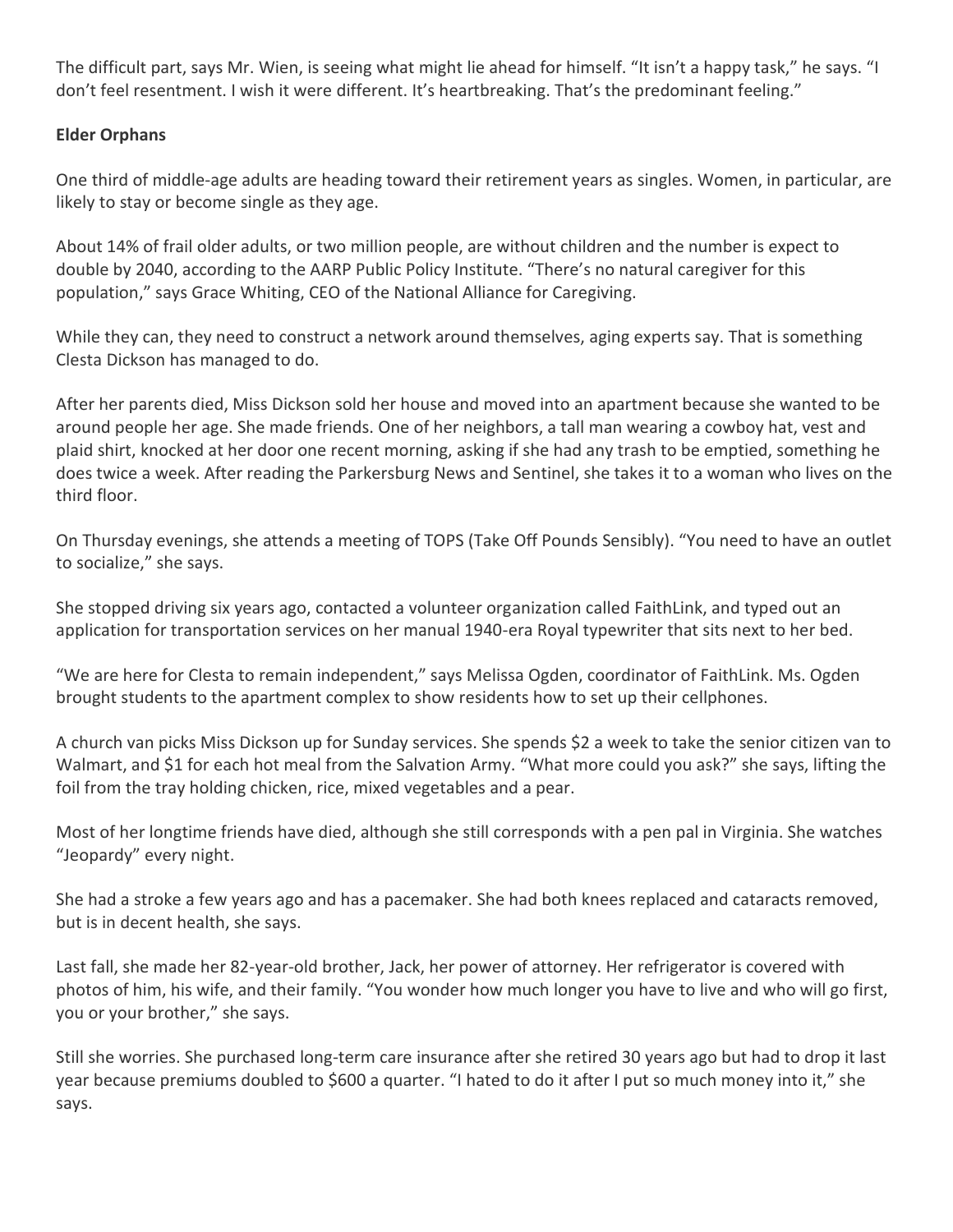The difficult part, says Mr. Wien, is seeing what might lie ahead for himself. "It isn't a happy task," he says. "I don't feel resentment. I wish it were different. It's heartbreaking. That's the predominant feeling."

**Elder Orphans**

One third of middle-age adults are heading toward their retirement years as singles. Women, in particular, are likely to stay or become single as they age.

About 14% of frail older adults, or two million people, are without children and the number is expect to double by 2040, according to the AARP Public Policy Institute. "There's no natural caregiver for this population," says Grace Whiting, CEO of the National Alliance for Caregiving.

While they can, they need to construct a network around themselves, aging experts say. That is something Clesta Dickson has managed to do.

After her parents died, Miss Dickson sold her house and moved into an apartment because she wanted to be around people her age. She made friends. One of her neighbors, a tall man wearing a cowboy hat, vest and plaid shirt, knocked at her door one recent morning, asking if she had any trash to be emptied, something he does twice a week. After reading the Parkersburg News and Sentinel, she takes it to a woman who lives on the third floor.

On Thursday evenings, she attends a meeting of TOPS (Take Off Pounds Sensibly). "You need to have an outlet to socialize," she says.

She stopped driving six years ago, contacted a volunteer organization called FaithLink, and typed out an application for transportation services on her manual 1940-era Royal typewriter that sits next to her bed.

"We are here for Clesta to remain independent," says Melissa Ogden, coordinator of FaithLink. Ms. Ogden brought students to the apartment complex to show residents how to set up their cellphones.

A church van picks Miss Dickson up for Sunday services. She spends $2 a week to take the senior citizen van to Walmart, and $1 for each hot meal from the Salvation Army. "What more could you ask?" she says, lifting the foil from the tray holding chicken, rice, mixed vegetables and a pear.

Most of her longtime friends have died, although she still corresponds with a pen pal in Virginia. She watches "Jeopardy" every night.

She had a stroke a few years ago and has a pacemaker. She had both knees replaced and cataracts removed, but is in decent health, she says.

Last fall, she made her 82-year-old brother, Jack, her power of attorney. Her refrigerator is covered with photos of him, his wife, and their family. "You wonder how much longer you have to live and who will go first, you or your brother," she says.

Still she worries. She purchased long-term care insurance after she retired 30 years ago but had to drop it last year because premiums doubled to $600 a quarter. "I hated to do it after I put so much money into it," she says.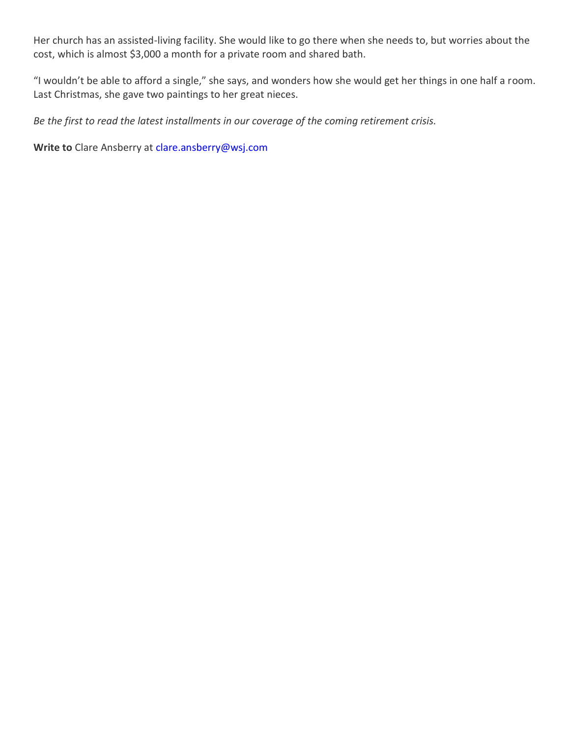Her church has an assisted-living facility. She would like to go there when she needs to, but worries about the cost, which is almost $3,000 a month for a private room and shared bath.

"I wouldn't be able to afford a single," she says, and wonders how she would get her things in one half a room. Last Christmas, she gave two paintings to her great nieces.

*Be the first to read the latest installments in our coverage of the coming retirement crisis.*

**Write to** Clare Ansberry at clare.ansberry@wsj.com